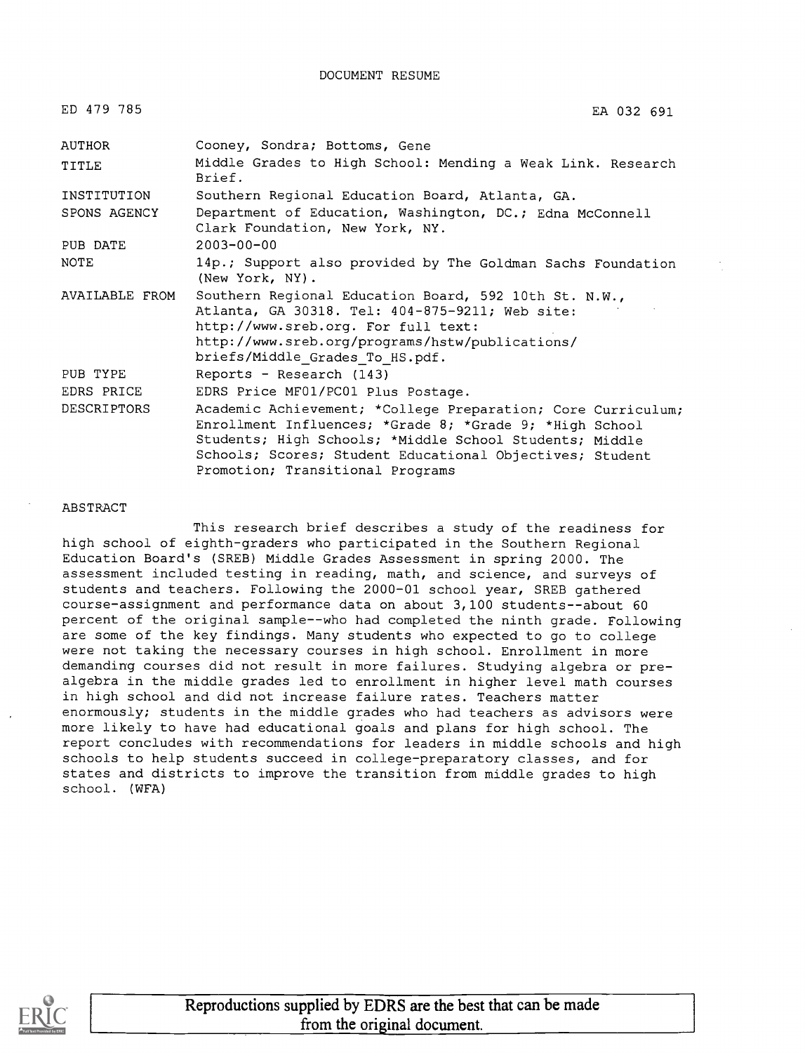DOCUMENT RESUME

| | |
|---|---|
| ED 479 785 | EA 032 691 |
| AUTHOR | Cooney, Sondra; Bottoms, Gene |
| TITLE | Middle Grades to High School: Mending a Weak Link. Research Brief. |
| INSTITUTION | Southern Regional Education Board, Atlanta, GA. |
| SPONS AGENCY | Department of Education, Washington, DC.; Edna McConnell Clark Foundation, New York, NY. |
| PUB DATE | 2003-00-00 |
| NOTE | 14p.; Support also provided by The Goldman Sachs Foundation (New York, NY). |
| AVAILABLE FROM | Southern Regional Education Board, 592 10th St. N.W., Atlanta, GA 30318. Tel: 404-875-9211; Web site: http://www.sreb.org. For full text: http://www.sreb.org/programs/hstw/publications/briefs/Middle_Grades_To_HS.pdf. |
| PUB TYPE | Reports - Research (143) |
| EDRS PRICE | EDRS Price MF01/PC01 Plus Postage. |
| DESCRIPTORS | Academic Achievement; *College Preparation; Core Curriculum; Enrollment Influences; *Grade 8; *Grade 9; *High School Students; High Schools; *Middle School Students; Middle Schools; Scores; Student Educational Objectives; Student Promotion; Transitional Programs |

ABSTRACT

This research brief describes a study of the readiness for high school of eighth-graders who participated in the Southern Regional Education Board's (SREB) Middle Grades Assessment in spring 2000. The assessment included testing in reading, math, and science, and surveys of students and teachers. Following the 2000-01 school year, SREB gathered course-assignment and performance data on about 3,100 students--about 60 percent of the original sample--who had completed the ninth grade. Following are some of the key findings. Many students who expected to go to college were not taking the necessary courses in high school. Enrollment in more demanding courses did not result in more failures. Studying algebra or pre-algebra in the middle grades led to enrollment in higher level math courses in high school and did not increase failure rates. Teachers matter enormously; students in the middle grades who had teachers as advisors were more likely to have had educational goals and plans for high school. The report concludes with recommendations for leaders in middle schools and high schools to help students succeed in college-preparatory classes, and for states and districts to improve the transition from middle grades to high school. (WFA)

Reproductions supplied by EDRS are the best that can be made from the original document.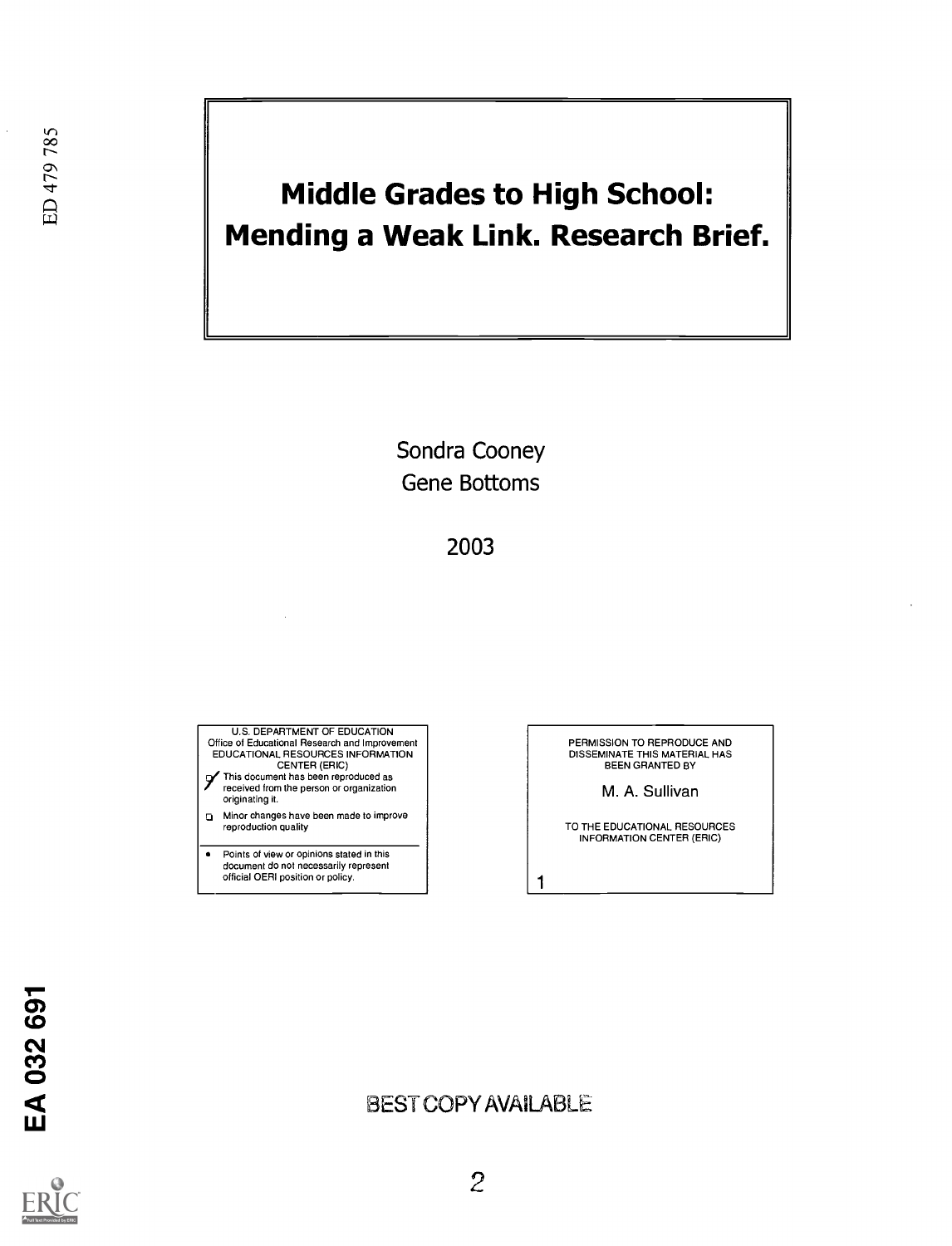ED 479 785

# Middle Grades to High School: Mending a Weak Link. Research Brief.

Sondra Cooney
Gene Bottoms

2003

U.S. DEPARTMENT OF EDUCATION
Office of Educational Research and Improvement
EDUCATIONAL RESOURCES INFORMATION CENTER (ERIC)

- This document has been reproduced as received from the person or organization originating it.
- Minor changes have been made to improve reproduction quality
- Points of view or opinions stated in this document do not necessarily represent official OERI position or policy.

PERMISSION TO REPRODUCE AND DISSEMINATE THIS MATERIAL HAS BEEN GRANTED BY

M. A. Sullivan

TO THE EDUCATIONAL RESOURCES INFORMATION CENTER (ERIC)

1

EA 032 691

BEST COPY AVAILABLE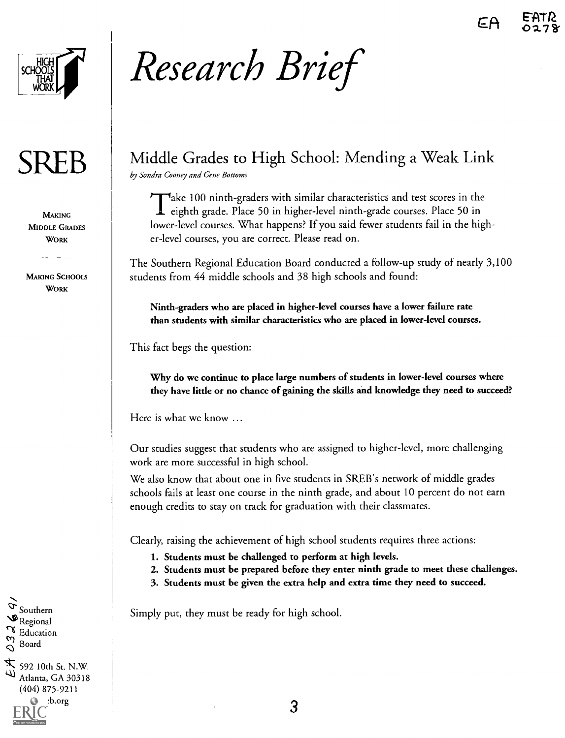# Research Brief

HIGH SCHOOLS THAT WORK

SREB

MAKING MIDDLE GRADES WORK

MAKING SCHOOLS WORK

## Middle Grades to High School: Mending a Weak Link

*by Sondra Cooney and Gene Bottoms*

Take 100 ninth-graders with similar characteristics and test scores in the eighth grade. Place 50 in higher-level ninth-grade courses. Place 50 in lower-level courses. What happens? If you said fewer students fail in the higher-level courses, you are correct. Please read on.

The Southern Regional Education Board conducted a follow-up study of nearly 3,100 students from 44 middle schools and 38 high schools and found:

**Ninth-graders who are placed in higher-level courses have a lower failure rate than students with similar characteristics who are placed in lower-level courses.**

This fact begs the question:

**Why do we continue to place large numbers of students in lower-level courses where they have little or no chance of gaining the skills and knowledge they need to succeed?**

Here is what we know …

Our studies suggest that students who are assigned to higher-level, more challenging work are more successful in high school.

We also know that about one in five students in SREB's network of middle grades schools fails at least one course in the ninth grade, and about 10 percent do not earn enough credits to stay on track for graduation with their classmates.

Clearly, raising the achievement of high school students requires three actions:

1. **Students must be challenged to perform at high levels.**
2. **Students must be prepared before they enter ninth grade to meet these challenges.**
3. **Students must be given the extra help and extra time they need to succeed.**

Simply put, they must be ready for high school.

Southern Regional Education Board
592 10th St. N.W.
Atlanta, GA 30318
(404) 875-9211
www.sreb.org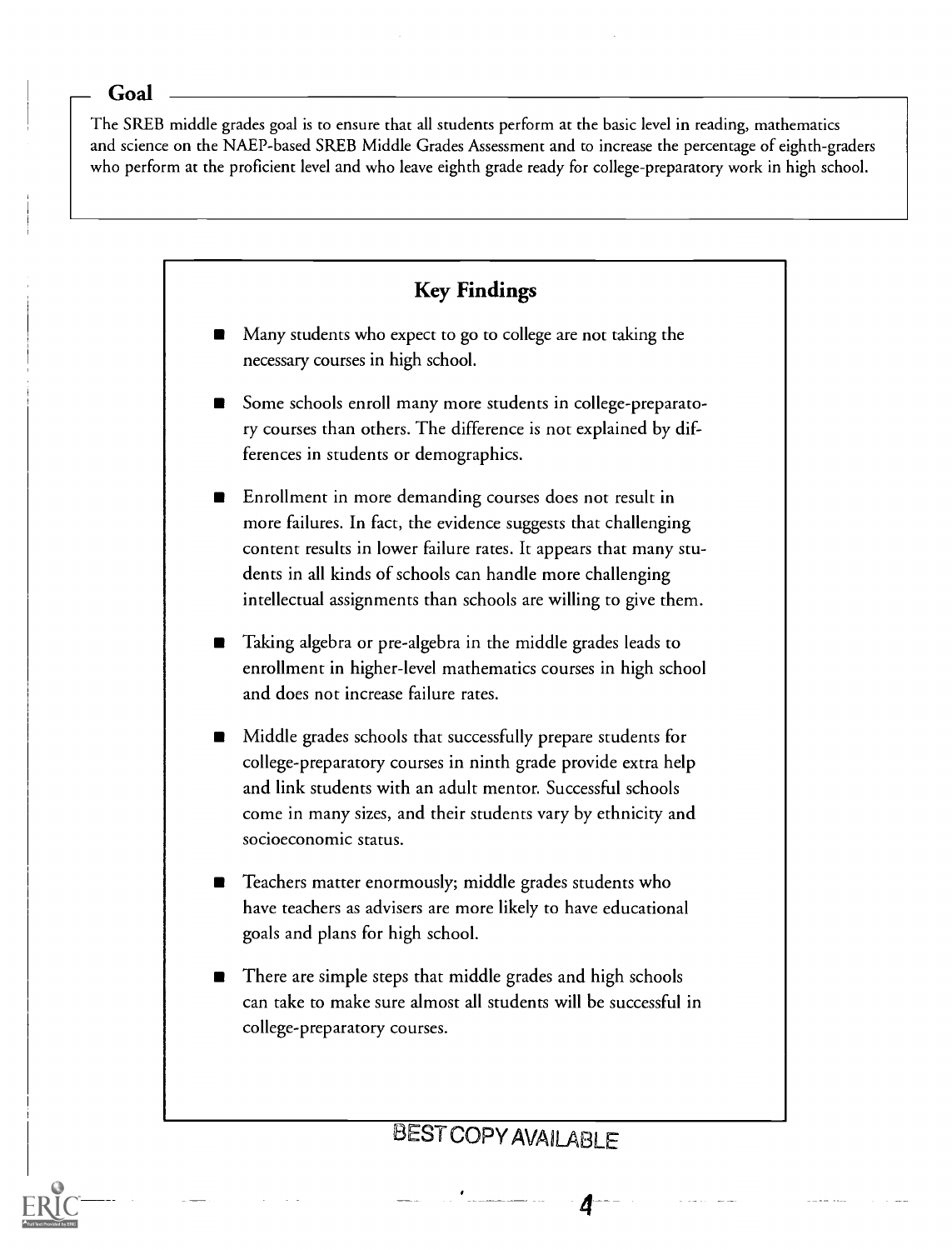## Goal

The SREB middle grades goal is to ensure that all students perform at the basic level in reading, mathematics and science on the NAEP-based SREB Middle Grades Assessment and to increase the percentage of eighth-graders who perform at the proficient level and who leave eighth grade ready for college-preparatory work in high school.

## Key Findings

- Many students who expect to go to college are not taking the necessary courses in high school.
- Some schools enroll many more students in college-preparatory courses than others. The difference is not explained by differences in students or demographics.
- Enrollment in more demanding courses does not result in more failures. In fact, the evidence suggests that challenging content results in lower failure rates. It appears that many students in all kinds of schools can handle more challenging intellectual assignments than schools are willing to give them.
- Taking algebra or pre-algebra in the middle grades leads to enrollment in higher-level mathematics courses in high school and does not increase failure rates.
- Middle grades schools that successfully prepare students for college-preparatory courses in ninth grade provide extra help and link students with an adult mentor. Successful schools come in many sizes, and their students vary by ethnicity and socioeconomic status.
- Teachers matter enormously; middle grades students who have teachers as advisers are more likely to have educational goals and plans for high school.
- There are simple steps that middle grades and high schools can take to make sure almost all students will be successful in college-preparatory courses.

BEST COPY AVAILABLE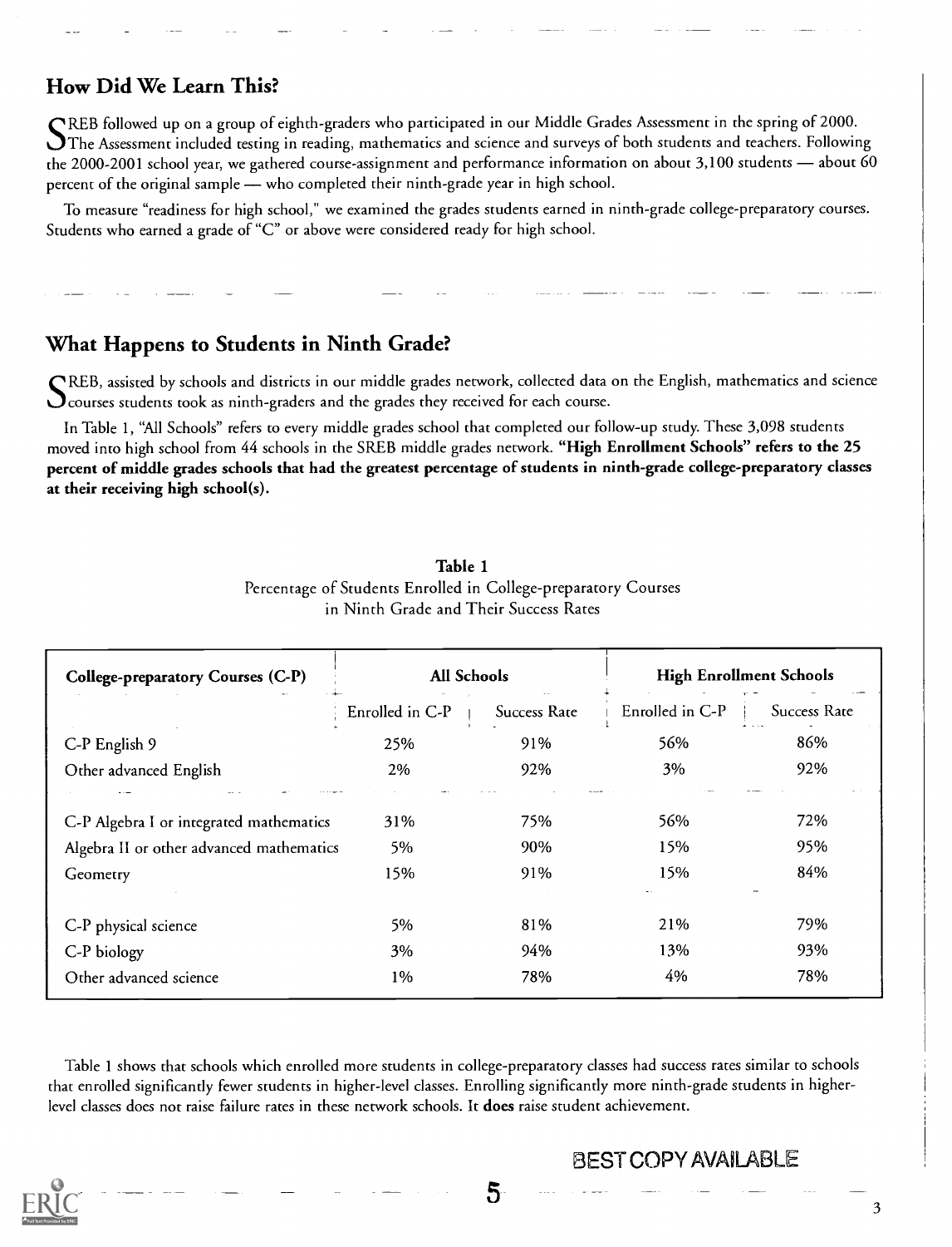## How Did We Learn This?

SREB followed up on a group of eighth-graders who participated in our Middle Grades Assessment in the spring of 2000. The Assessment included testing in reading, mathematics and science and surveys of both students and teachers. Following the 2000-2001 school year, we gathered course-assignment and performance information on about 3,100 students — about 60 percent of the original sample — who completed their ninth-grade year in high school.

To measure "readiness for high school," we examined the grades students earned in ninth-grade college-preparatory courses. Students who earned a grade of "C" or above were considered ready for high school.

## What Happens to Students in Ninth Grade?

SREB, assisted by schools and districts in our middle grades network, collected data on the English, mathematics and science courses students took as ninth-graders and the grades they received for each course.

In Table 1, "All Schools" refers to every middle grades school that completed our follow-up study. These 3,098 students moved into high school from 44 schools in the SREB middle grades network. **"High Enrollment Schools" refers to the 25 percent of middle grades schools that had the greatest percentage of students in ninth-grade college-preparatory classes at their receiving high school(s).**

**Table 1**
Percentage of Students Enrolled in College-preparatory Courses in Ninth Grade and Their Success Rates

| College-preparatory Courses (C-P) | All Schools | | High Enrollment Schools | |
|---|---|---|---|---|
| | Enrolled in C-P | Success Rate | Enrolled in C-P | Success Rate |
| C-P English 9 | 25% | 91% | 56% | 86% |
| Other advanced English | 2% | 92% | 3% | 92% |
| C-P Algebra I or integrated mathematics | 31% | 75% | 56% | 72% |
| Algebra II or other advanced mathematics | 5% | 90% | 15% | 95% |
| Geometry | 15% | 91% | 15% | 84% |
| C-P physical science | 5% | 81% | 21% | 79% |
| C-P biology | 3% | 94% | 13% | 93% |
| Other advanced science | 1% | 78% | 4% | 78% |

Table 1 shows that schools which enrolled more students in college-preparatory classes had success rates similar to schools that enrolled significantly fewer students in higher-level classes. Enrolling significantly more ninth-grade students in higher-level classes does not raise failure rates in these network schools. It **does** raise student achievement.

BEST COPY AVAILABLE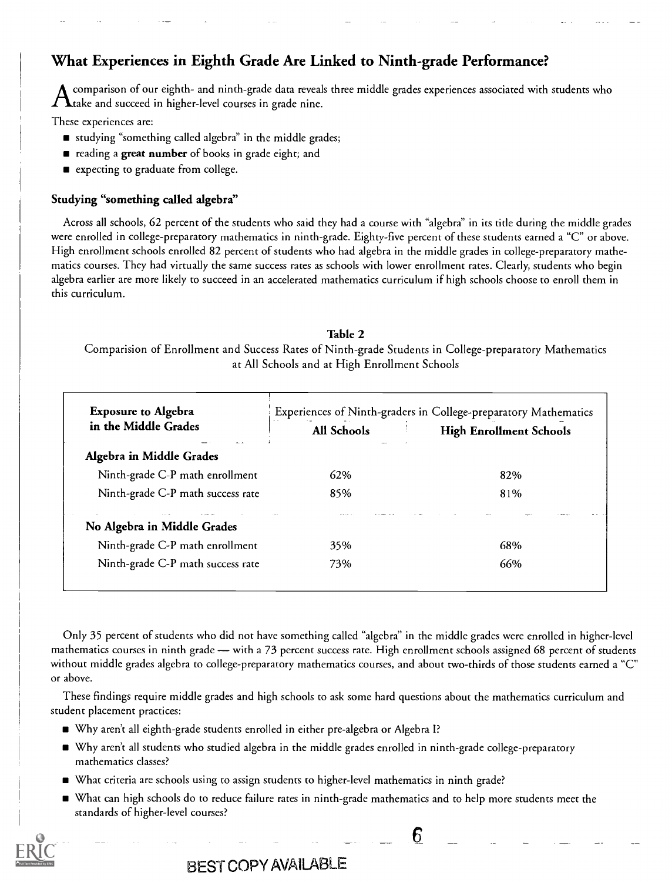## What Experiences in Eighth Grade Are Linked to Ninth-grade Performance?

A comparison of our eighth- and ninth-grade data reveals three middle grades experiences associated with students who take and succeed in higher-level courses in grade nine.

These experiences are:

- studying "something called algebra" in the middle grades;
- reading a **great number** of books in grade eight; and
- expecting to graduate from college.

### Studying "something called algebra"

Across all schools, 62 percent of the students who said they had a course with "algebra" in its title during the middle grades were enrolled in college-preparatory mathematics in ninth-grade. Eighty-five percent of these students earned a "C" or above. High enrollment schools enrolled 82 percent of students who had algebra in the middle grades in college-preparatory mathematics courses. They had virtually the same success rates as schools with lower enrollment rates. Clearly, students who begin algebra earlier are more likely to succeed in an accelerated mathematics curriculum if high schools choose to enroll them in this curriculum.

**Table 2**

Comparision of Enrollment and Success Rates of Ninth-grade Students in College-preparatory Mathematics at All Schools and at High Enrollment Schools

| Exposure to Algebra in the Middle Grades | Experiences of Ninth-graders in College-preparatory Mathematics | |
|---|---|---|
| | All Schools | High Enrollment Schools |
| **Algebra in Middle Grades** | | |
| Ninth-grade C-P math enrollment | 62% | 82% |
| Ninth-grade C-P math success rate | 85% | 81% |
| **No Algebra in Middle Grades** | | |
| Ninth-grade C-P math enrollment | 35% | 68% |
| Ninth-grade C-P math success rate | 73% | 66% |

Only 35 percent of students who did not have something called "algebra" in the middle grades were enrolled in higher-level mathematics courses in ninth grade — with a 73 percent success rate. High enrollment schools assigned 68 percent of students without middle grades algebra to college-preparatory mathematics courses, and about two-thirds of those students earned a "C" or above.

These findings require middle grades and high schools to ask some hard questions about the mathematics curriculum and student placement practices:

- Why aren't all eighth-grade students enrolled in either pre-algebra or Algebra I?
- Why aren't all students who studied algebra in the middle grades enrolled in ninth-grade college-preparatory mathematics classes?
- What criteria are schools using to assign students to higher-level mathematics in ninth grade?
- What can high schools do to reduce failure rates in ninth-grade mathematics and to help more students meet the standards of higher-level courses?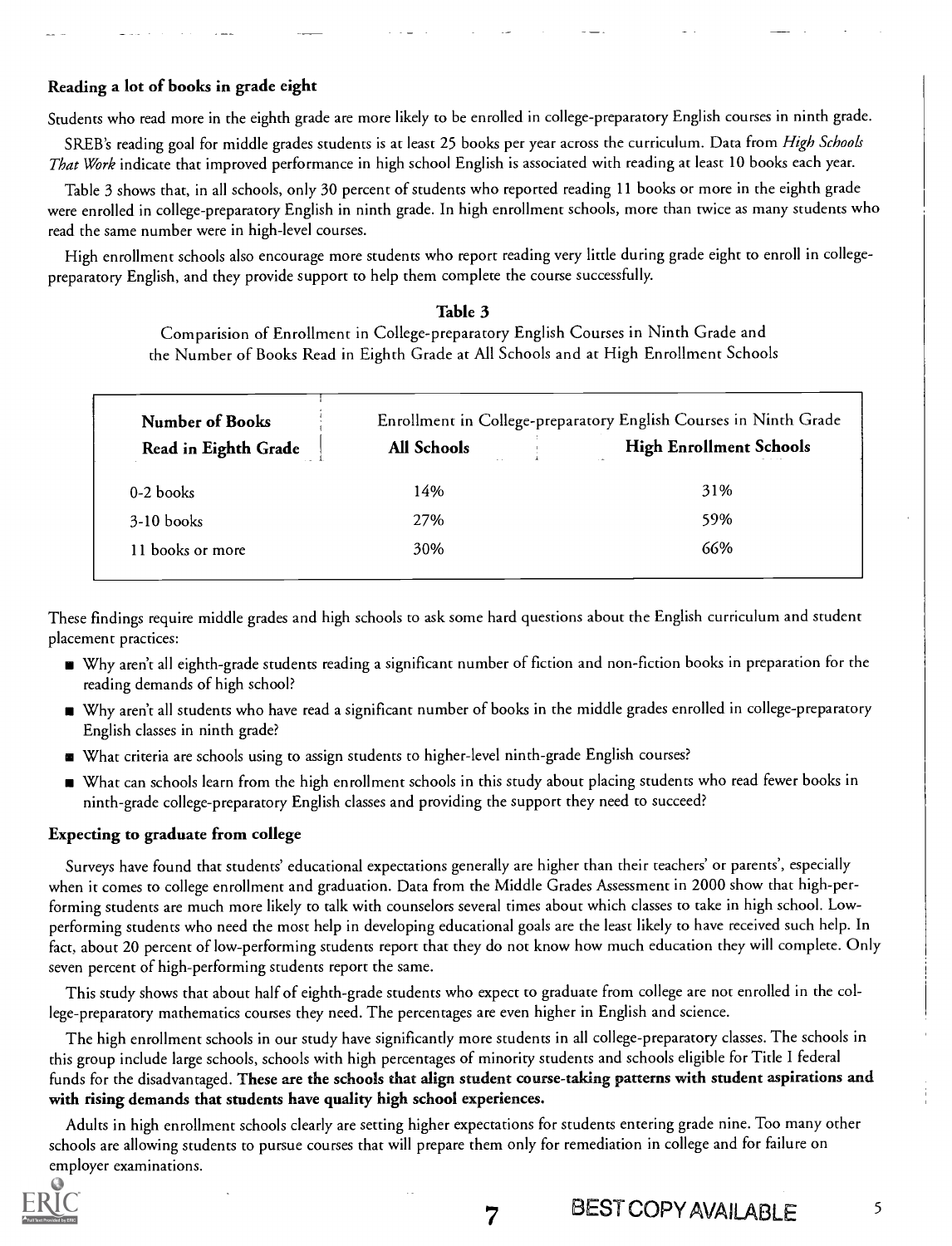### Reading a lot of books in grade eight

Students who read more in the eighth grade are more likely to be enrolled in college-preparatory English courses in ninth grade.

SREB's reading goal for middle grades students is at least 25 books per year across the curriculum. Data from *High Schools That Work* indicate that improved performance in high school English is associated with reading at least 10 books each year.

Table 3 shows that, in all schools, only 30 percent of students who reported reading 11 books or more in the eighth grade were enrolled in college-preparatory English in ninth grade. In high enrollment schools, more than twice as many students who read the same number were in high-level courses.

High enrollment schools also encourage more students who report reading very little during grade eight to enroll in college-preparatory English, and they provide support to help them complete the course successfully.

**Table 3**

Comparision of Enrollment in College-preparatory English Courses in Ninth Grade and the Number of Books Read in Eighth Grade at All Schools and at High Enrollment Schools

| Number of Books Read in Eighth Grade | Enrollment in College-preparatory English Courses in Ninth Grade | |
|---|---|---|
| | **All Schools** | **High Enrollment Schools** |
| 0-2 books | 14% | 31% |
| 3-10 books | 27% | 59% |
| 11 books or more | 30% | 66% |

These findings require middle grades and high schools to ask some hard questions about the English curriculum and student placement practices:

- Why aren't all eighth-grade students reading a significant number of fiction and non-fiction books in preparation for the reading demands of high school?
- Why aren't all students who have read a significant number of books in the middle grades enrolled in college-preparatory English classes in ninth grade?
- What criteria are schools using to assign students to higher-level ninth-grade English courses?
- What can schools learn from the high enrollment schools in this study about placing students who read fewer books in ninth-grade college-preparatory English classes and providing the support they need to succeed?

### Expecting to graduate from college

Surveys have found that students' educational expectations generally are higher than their teachers' or parents', especially when it comes to college enrollment and graduation. Data from the Middle Grades Assessment in 2000 show that high-performing students are much more likely to talk with counselors several times about which classes to take in high school. Low-performing students who need the most help in developing educational goals are the least likely to have received such help. In fact, about 20 percent of low-performing students report that they do not know how much education they will complete. Only seven percent of high-performing students report the same.

This study shows that about half of eighth-grade students who expect to graduate from college are not enrolled in the college-preparatory mathematics courses they need. The percentages are even higher in English and science.

The high enrollment schools in our study have significantly more students in all college-preparatory classes. The schools in this group include large schools, schools with high percentages of minority students and schools eligible for Title I federal funds for the disadvantaged. **These are the schools that align student course-taking patterns with student aspirations and with rising demands that students have quality high school experiences.**

Adults in high enrollment schools clearly are setting higher expectations for students entering grade nine. Too many other schools are allowing students to pursue courses that will prepare them only for remediation in college and for failure on employer examinations.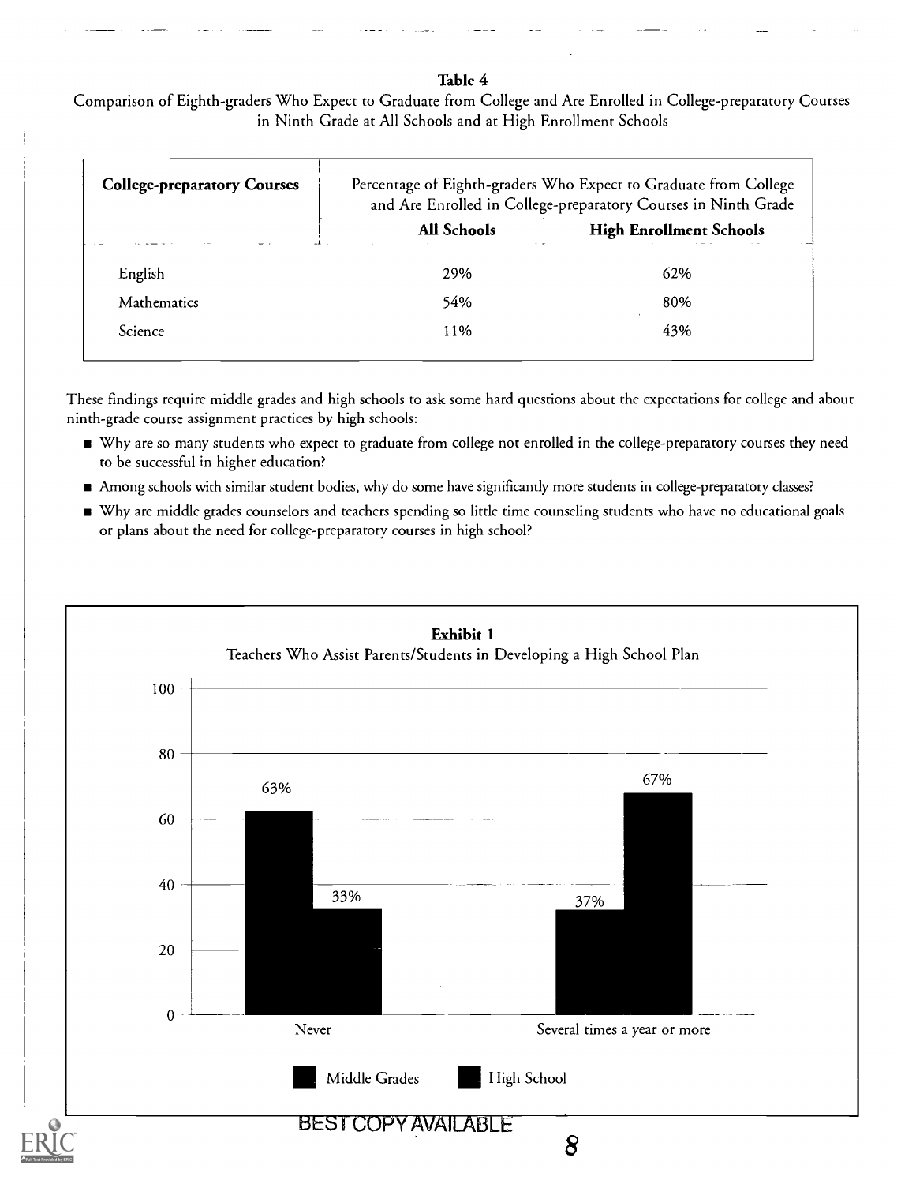**Table 4**

Comparison of Eighth-graders Who Expect to Graduate from College and Are Enrolled in College-preparatory Courses in Ninth Grade at All Schools and at High Enrollment Schools

| College-preparatory Courses | Percentage of Eighth-graders Who Expect to Graduate from College and Are Enrolled in College-preparatory Courses in Ninth Grade | |
|---|---|---|
| | **All Schools** | **High Enrollment Schools** |
| English | 29% | 62% |
| Mathematics | 54% | 80% |
| Science | 11% | 43% |

These findings require middle grades and high schools to ask some hard questions about the expectations for college and about ninth-grade course assignment practices by high schools:

- Why are so many students who expect to graduate from college not enrolled in the college-preparatory courses they need to be successful in higher education?
- Among schools with similar student bodies, why do some have significantly more students in college-preparatory classes?
- Why are middle grades counselors and teachers spending so little time counseling students who have no educational goals or plans about the need for college-preparatory courses in high school?

**Exhibit 1**

Teachers Who Assist Parents/Students in Developing a High School Plan

| | Middle Grades | High School |
|---|---|---|
| Never | 63% | 33% |
| Several times a year or more | 37% | 67% |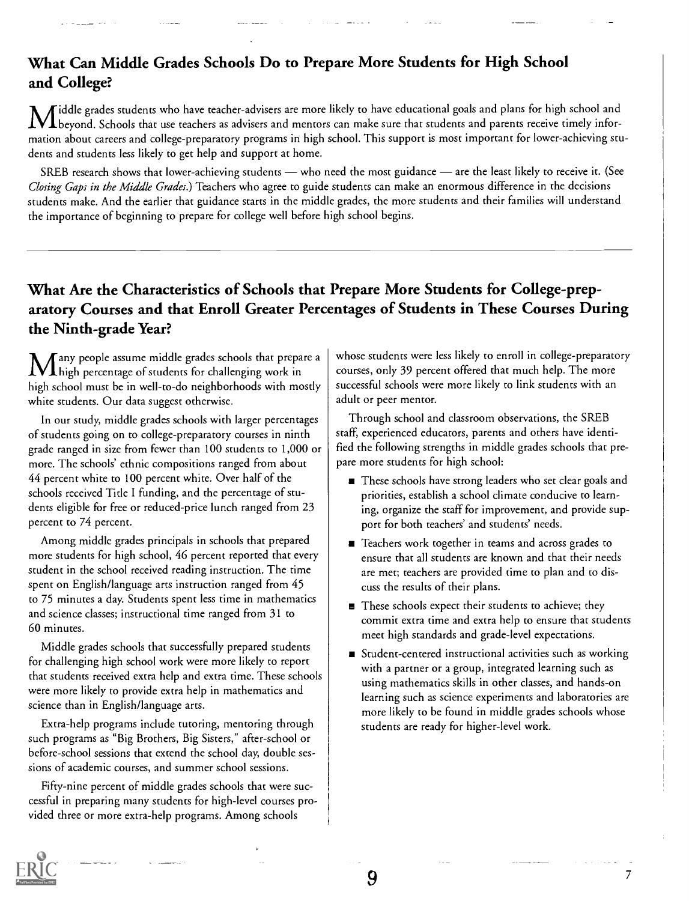## What Can Middle Grades Schools Do to Prepare More Students for High School and College?

Middle grades students who have teacher-advisers are more likely to have educational goals and plans for high school and beyond. Schools that use teachers as advisers and mentors can make sure that students and parents receive timely information about careers and college-preparatory programs in high school. This support is most important for lower-achieving students and students less likely to get help and support at home.

SREB research shows that lower-achieving students — who need the most guidance — are the least likely to receive it. (See *Closing Gaps in the Middle Grades.*) Teachers who agree to guide students can make an enormous difference in the decisions students make. And the earlier that guidance starts in the middle grades, the more students and their families will understand the importance of beginning to prepare for college well before high school begins.

## What Are the Characteristics of Schools that Prepare More Students for College-preparatory Courses and that Enroll Greater Percentages of Students in These Courses During the Ninth-grade Year?

Many people assume middle grades schools that prepare a high percentage of students for challenging work in high school must be in well-to-do neighborhoods with mostly white students. Our data suggest otherwise.

In our study, middle grades schools with larger percentages of students going on to college-preparatory courses in ninth grade ranged in size from fewer than 100 students to 1,000 or more. The schools' ethnic compositions ranged from about 44 percent white to 100 percent white. Over half of the schools received Title I funding, and the percentage of students eligible for free or reduced-price lunch ranged from 23 percent to 74 percent.

Among middle grades principals in schools that prepared more students for high school, 46 percent reported that every student in the school received reading instruction. The time spent on English/language arts instruction ranged from 45 to 75 minutes a day. Students spent less time in mathematics and science classes; instructional time ranged from 31 to 60 minutes.

Middle grades schools that successfully prepared students for challenging high school work were more likely to report that students received extra help and extra time. These schools were more likely to provide extra help in mathematics and science than in English/language arts.

Extra-help programs include tutoring, mentoring through such programs as "Big Brothers, Big Sisters," after-school or before-school sessions that extend the school day, double sessions of academic courses, and summer school sessions.

Fifty-nine percent of middle grades schools that were successful in preparing many students for high-level courses provided three or more extra-help programs. Among schools whose students were less likely to enroll in college-preparatory courses, only 39 percent offered that much help. The more successful schools were more likely to link students with an adult or peer mentor.

Through school and classroom observations, the SREB staff, experienced educators, parents and others have identified the following strengths in middle grades schools that prepare more students for high school:

- These schools have strong leaders who set clear goals and priorities, establish a school climate conducive to learning, organize the staff for improvement, and provide support for both teachers' and students' needs.
- Teachers work together in teams and across grades to ensure that all students are known and that their needs are met; teachers are provided time to plan and to discuss the results of their plans.
- These schools expect their students to achieve; they commit extra time and extra help to ensure that students meet high standards and grade-level expectations.
- Student-centered instructional activities such as working with a partner or a group, integrated learning such as using mathematics skills in other classes, and hands-on learning such as science experiments and laboratories are more likely to be found in middle grades schools whose students are ready for higher-level work.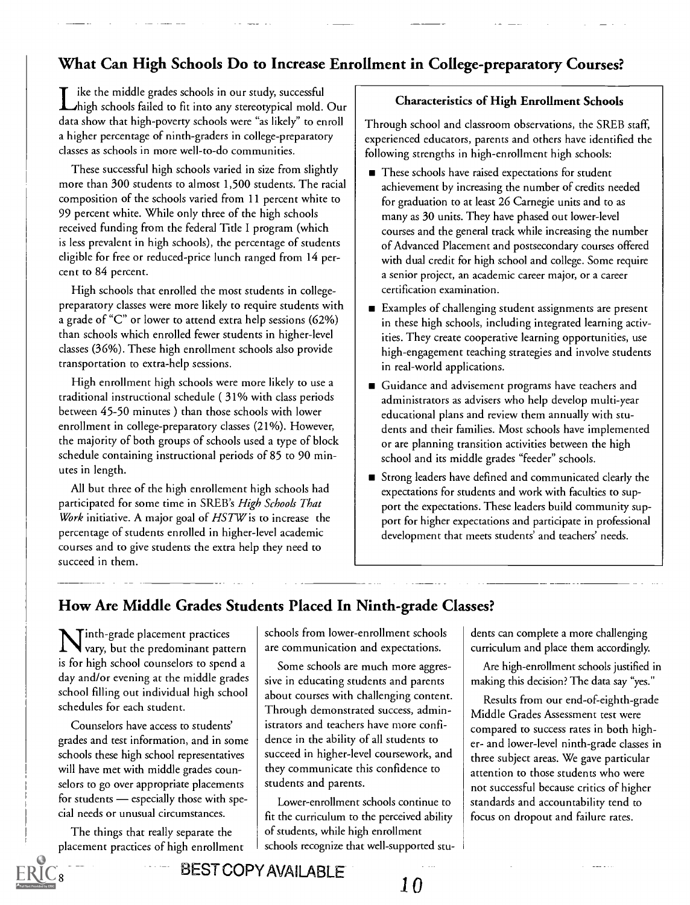## What Can High Schools Do to Increase Enrollment in College-preparatory Courses?

Like the middle grades schools in our study, successful high schools failed to fit into any stereotypical mold. Our data show that high-poverty schools were "as likely" to enroll a higher percentage of ninth-graders in college-preparatory classes as schools in more well-to-do communities.

These successful high schools varied in size from slightly more than 300 students to almost 1,500 students. The racial composition of the schools varied from 11 percent white to 99 percent white. While only three of the high schools received funding from the federal Title I program (which is less prevalent in high schools), the percentage of students eligible for free or reduced-price lunch ranged from 14 percent to 84 percent.

High schools that enrolled the most students in college-preparatory classes were more likely to require students with a grade of "C" or lower to attend extra help sessions (62%) than schools which enrolled fewer students in higher-level classes (36%). These high enrollment schools also provide transportation to extra-help sessions.

High enrollment high schools were more likely to use a traditional instructional schedule ( 31% with class periods between 45-50 minutes ) than those schools with lower enrollment in college-preparatory classes (21%). However, the majority of both groups of schools used a type of block schedule containing instructional periods of 85 to 90 minutes in length.

All but three of the high enrollement high schools had participated for some time in SREB's *High Schools That Work* initiative. A major goal of *HSTW* is to increase the percentage of students enrolled in higher-level academic courses and to give students the extra help they need to succeed in them.

**Characteristics of High Enrollment Schools**

Through school and classroom observations, the SREB staff, experienced educators, parents and others have identified the following strengths in high-enrollment high schools:

- These schools have raised expectations for student achievement by increasing the number of credits needed for graduation to at least 26 Carnegie units and to as many as 30 units. They have phased out lower-level courses and the general track while increasing the number of Advanced Placement and postsecondary courses offered with dual credit for high school and college. Some require a senior project, an academic career major, or a career certification examination.
- Examples of challenging student assignments are present in these high schools, including integrated learning activities. They create cooperative learning opportunities, use high-engagement teaching strategies and involve students in real-world applications.
- Guidance and advisement programs have teachers and administrators as advisers who help develop multi-year educational plans and review them annually with students and their families. Most schools have implemented or are planning transition activities between the high school and its middle grades "feeder" schools.
- Strong leaders have defined and communicated clearly the expectations for students and work with faculties to support the expectations. These leaders build community support for higher expectations and participate in professional development that meets students' and teachers' needs.

## How Are Middle Grades Students Placed In Ninth-grade Classes?

Ninth-grade placement practices vary, but the predominant pattern is for high school counselors to spend a day and/or evening at the middle grades school filling out individual high school schedules for each student.

Counselors have access to students' grades and test information, and in some schools these high school representatives will have met with middle grades counselors to go over appropriate placements for students — especially those with special needs or unusual circumstances.

The things that really separate the placement practices of high enrollment schools from lower-enrollment schools are communication and expectations.

Some schools are much more aggressive in educating students and parents about courses with challenging content. Through demonstrated success, administrators and teachers have more confidence in the ability of all students to succeed in higher-level coursework, and they communicate this confidence to students and parents.

Lower-enrollment schools continue to fit the curriculum to the perceived ability of students, while high enrollment schools recognize that well-supported students can complete a more challenging curriculum and place them accordingly.

Are high-enrollment schools justified in making this decision? The data say "yes."

Results from our end-of-eighth-grade Middle Grades Assessment test were compared to success rates in both higher- and lower-level ninth-grade classes in three subject areas. We gave particular attention to those students who were not successful because critics of higher standards and accountability tend to focus on dropout and failure rates.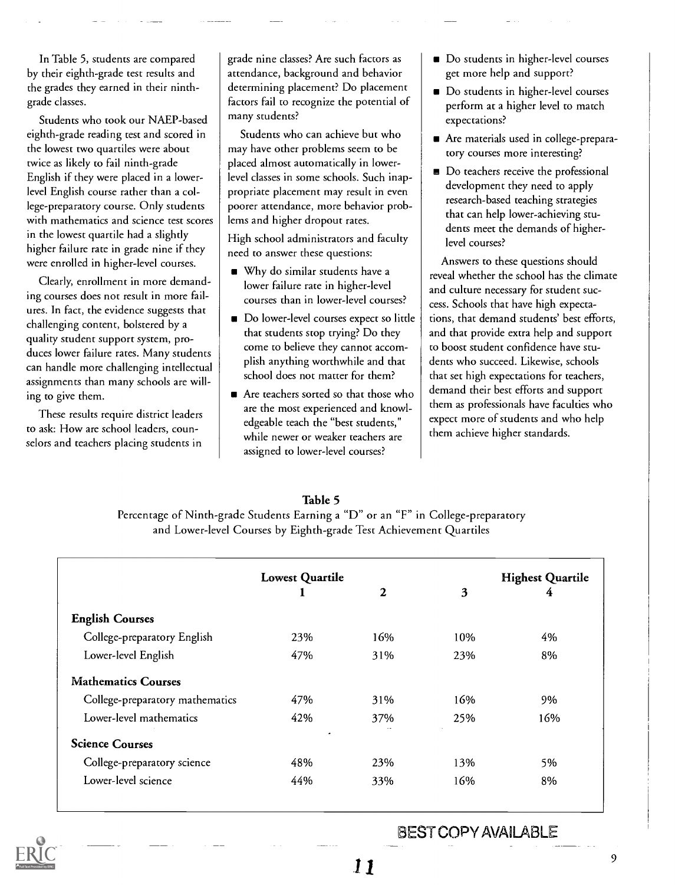In Table 5, students are compared by their eighth-grade test results and the grades they earned in their ninth-grade classes.

Students who took our NAEP-based eighth-grade reading test and scored in the lowest two quartiles were about twice as likely to fail ninth-grade English if they were placed in a lower-level English course rather than a college-preparatory course. Only students with mathematics and science test scores in the lowest quartile had a slightly higher failure rate in grade nine if they were enrolled in higher-level courses.

Clearly, enrollment in more demanding courses does not result in more failures. In fact, the evidence suggests that challenging content, bolstered by a quality student support system, produces lower failure rates. Many students can handle more challenging intellectual assignments than many schools are willing to give them.

These results require district leaders to ask: How are school leaders, counselors and teachers placing students in grade nine classes? Are such factors as attendance, background and behavior determining placement? Do placement factors fail to recognize the potential of many students?

Students who can achieve but who may have other problems seem to be placed almost automatically in lower-level classes in some schools. Such inappropriate placement may result in even poorer attendance, more behavior problems and higher dropout rates.

High school administrators and faculty need to answer these questions:

- Why do similar students have a lower failure rate in higher-level courses than in lower-level courses?
- Do lower-level courses expect so little that students stop trying? Do they come to believe they cannot accomplish anything worthwhile and that school does not matter for them?
- Are teachers sorted so that those who are the most experienced and knowledgeable teach the "best students," while newer or weaker teachers are assigned to lower-level courses?
- Do students in higher-level courses get more help and support?
- Do students in higher-level courses perform at a higher level to match expectations?
- Are materials used in college-preparatory courses more interesting?
- Do teachers receive the professional development they need to apply research-based teaching strategies that can help lower-achieving students meet the demands of higher-level courses?

Answers to these questions should reveal whether the school has the climate and culture necessary for student success. Schools that have high expectations, that demand students' best efforts, and that provide extra help and support to boost student confidence have students who succeed. Likewise, schools that set high expectations for teachers, demand their best efforts and support them as professionals have faculties who expect more of students and who help them achieve higher standards.

**Table 5**

Percentage of Ninth-grade Students Earning a "D" or an "F" in College-preparatory and Lower-level Courses by Eighth-grade Test Achievement Quartiles

| | Lowest Quartile 1 | 2 | 3 | Highest Quartile 4 |
|---|---|---|---|---|
| **English Courses** | | | | |
| College-preparatory English | 23% | 16% | 10% | 4% |
| Lower-level English | 47% | 31% | 23% | 8% |
| **Mathematics Courses** | | | | |
| College-preparatory mathematics | 47% | 31% | 16% | 9% |
| Lower-level mathematics | 42% | 37% | 25% | 16% |
| **Science Courses** | | | | |
| College-preparatory science | 48% | 23% | 13% | 5% |
| Lower-level science | 44% | 33% | 16% | 8% |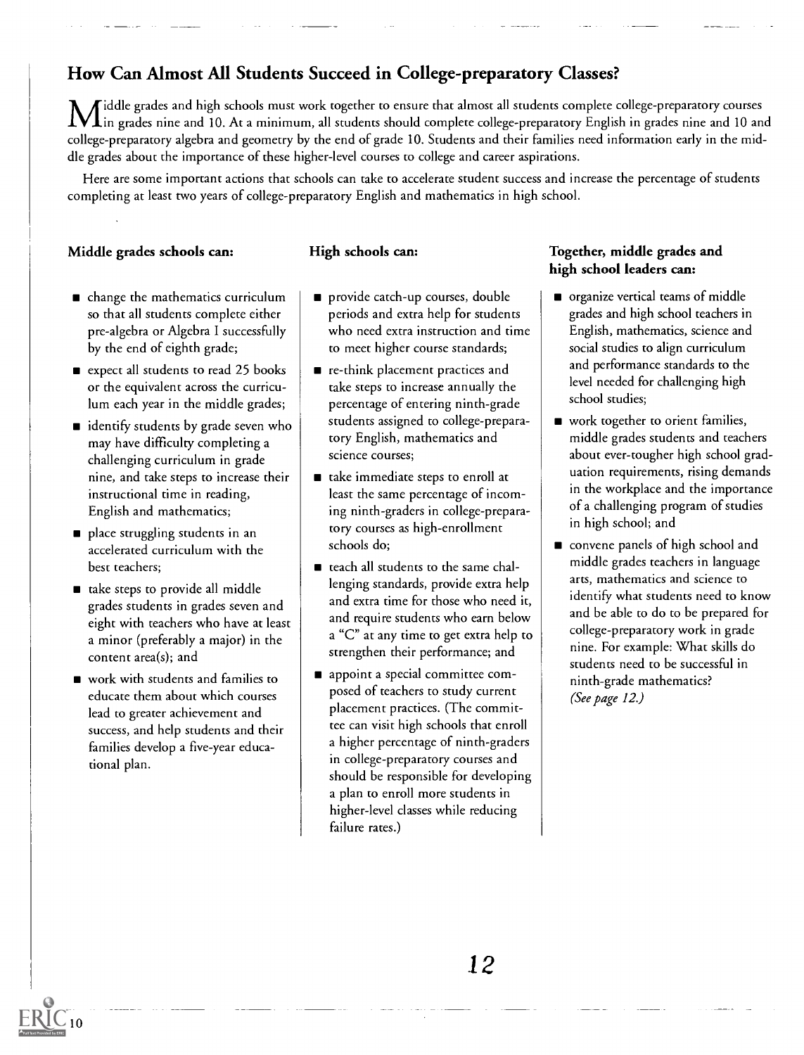## How Can Almost All Students Succeed in College-preparatory Classes?

Middle grades and high schools must work together to ensure that almost all students complete college-preparatory courses in grades nine and 10. At a minimum, all students should complete college-preparatory English in grades nine and 10 and college-preparatory algebra and geometry by the end of grade 10. Students and their families need information early in the middle grades about the importance of these higher-level courses to college and career aspirations.

Here are some important actions that schools can take to accelerate student success and increase the percentage of students completing at least two years of college-preparatory English and mathematics in high school.

**Middle grades schools can:**

- change the mathematics curriculum so that all students complete either pre-algebra or Algebra I successfully by the end of eighth grade;
- expect all students to read 25 books or the equivalent across the curriculum each year in the middle grades;
- identify students by grade seven who may have difficulty completing a challenging curriculum in grade nine, and take steps to increase their instructional time in reading, English and mathematics;
- place struggling students in an accelerated curriculum with the best teachers;
- take steps to provide all middle grades students in grades seven and eight with teachers who have at least a minor (preferably a major) in the content area(s); and
- work with students and families to educate them about which courses lead to greater achievement and success, and help students and their families develop a five-year educational plan.

**High schools can:**

- provide catch-up courses, double periods and extra help for students who need extra instruction and time to meet higher course standards;
- re-think placement practices and take steps to increase annually the percentage of entering ninth-grade students assigned to college-preparatory English, mathematics and science courses;
- take immediate steps to enroll at least the same percentage of incoming ninth-graders in college-preparatory courses as high-enrollment schools do;
- teach all students to the same challenging standards, provide extra help and extra time for those who need it, and require students who earn below a "C" at any time to get extra help to strengthen their performance; and
- appoint a special committee composed of teachers to study current placement practices. (The committee can visit high schools that enroll a higher percentage of ninth-graders in college-preparatory courses and should be responsible for developing a plan to enroll more students in higher-level classes while reducing failure rates.)

**Together, middle grades and high school leaders can:**

- organize vertical teams of middle grades and high school teachers in English, mathematics, science and social studies to align curriculum and performance standards to the level needed for challenging high school studies;
- work together to orient families, middle grades students and teachers about ever-tougher high school graduation requirements, rising demands in the workplace and the importance of a challenging program of studies in high school; and
- convene panels of high school and middle grades teachers in language arts, mathematics and science to identify what students need to know and be able to do to be prepared for college-preparatory work in grade nine. For example: What skills do students need to be successful in ninth-grade mathematics? *(See page 12.)*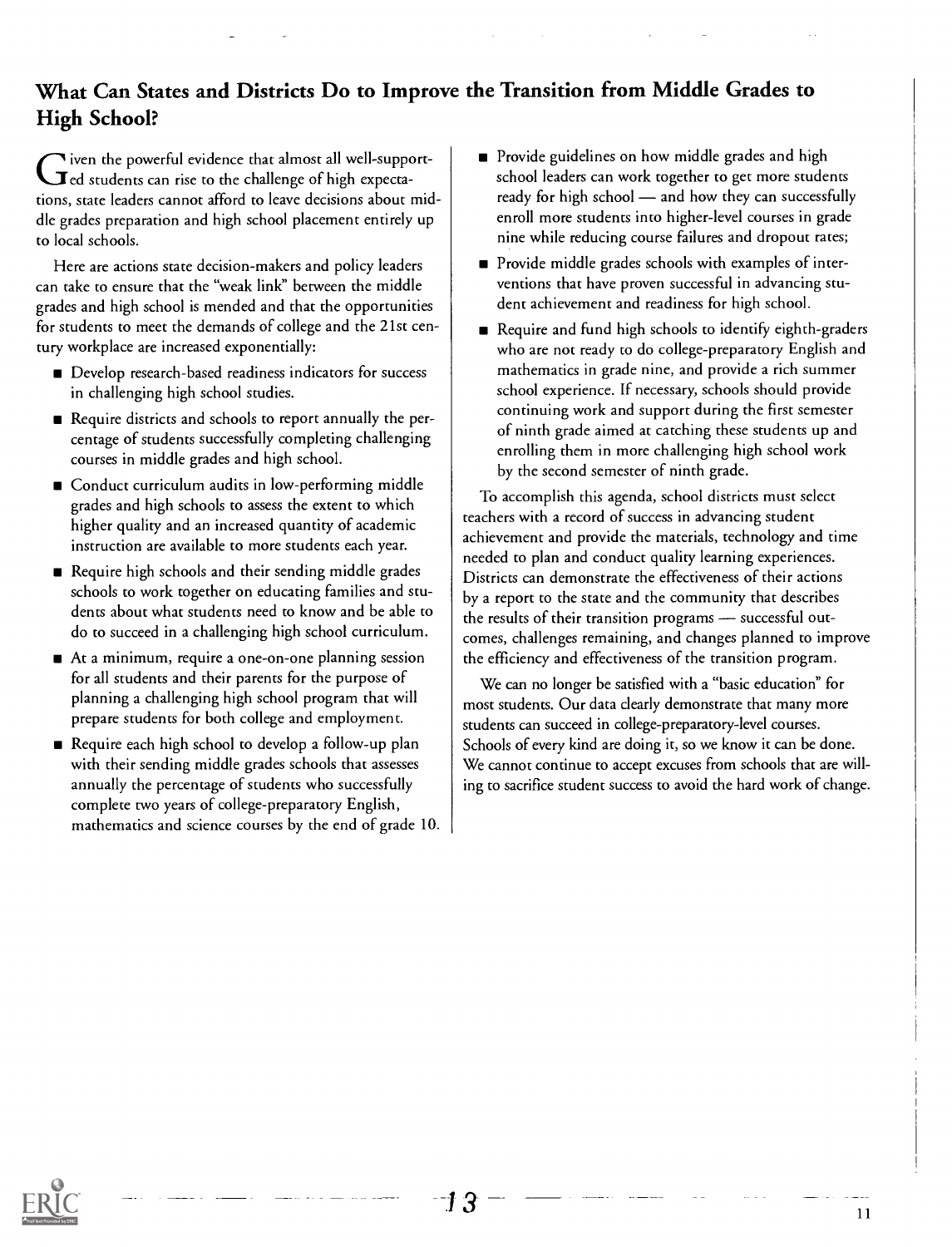## What Can States and Districts Do to Improve the Transition from Middle Grades to High School?

Given the powerful evidence that almost all well-supported students can rise to the challenge of high expectations, state leaders cannot afford to leave decisions about middle grades preparation and high school placement entirely up to local schools.

Here are actions state decision-makers and policy leaders can take to ensure that the "weak link" between the middle grades and high school is mended and that the opportunities for students to meet the demands of college and the 21st century workplace are increased exponentially:

- Develop research-based readiness indicators for success in challenging high school studies.
- Require districts and schools to report annually the percentage of students successfully completing challenging courses in middle grades and high school.
- Conduct curriculum audits in low-performing middle grades and high schools to assess the extent to which higher quality and an increased quantity of academic instruction are available to more students each year.
- Require high schools and their sending middle grades schools to work together on educating families and students about what students need to know and be able to do to succeed in a challenging high school curriculum.
- At a minimum, require a one-on-one planning session for all students and their parents for the purpose of planning a challenging high school program that will prepare students for both college and employment.
- Require each high school to develop a follow-up plan with their sending middle grades schools that assesses annually the percentage of students who successfully complete two years of college-preparatory English, mathematics and science courses by the end of grade 10.
- Provide guidelines on how middle grades and high school leaders can work together to get more students ready for high school — and how they can successfully enroll more students into higher-level courses in grade nine while reducing course failures and dropout rates;
- Provide middle grades schools with examples of interventions that have proven successful in advancing student achievement and readiness for high school.
- Require and fund high schools to identify eighth-graders who are not ready to do college-preparatory English and mathematics in grade nine, and provide a rich summer school experience. If necessary, schools should provide continuing work and support during the first semester of ninth grade aimed at catching these students up and enrolling them in more challenging high school work by the second semester of ninth grade.

To accomplish this agenda, school districts must select teachers with a record of success in advancing student achievement and provide the materials, technology and time needed to plan and conduct quality learning experiences. Districts can demonstrate the effectiveness of their actions by a report to the state and the community that describes the results of their transition programs — successful outcomes, challenges remaining, and changes planned to improve the efficiency and effectiveness of the transition program.

We can no longer be satisfied with a "basic education" for most students. Our data clearly demonstrate that many more students can succeed in college-preparatory-level courses. Schools of every kind are doing it, so we know it can be done. We cannot continue to accept excuses from schools that are willing to sacrifice student success to avoid the hard work of change.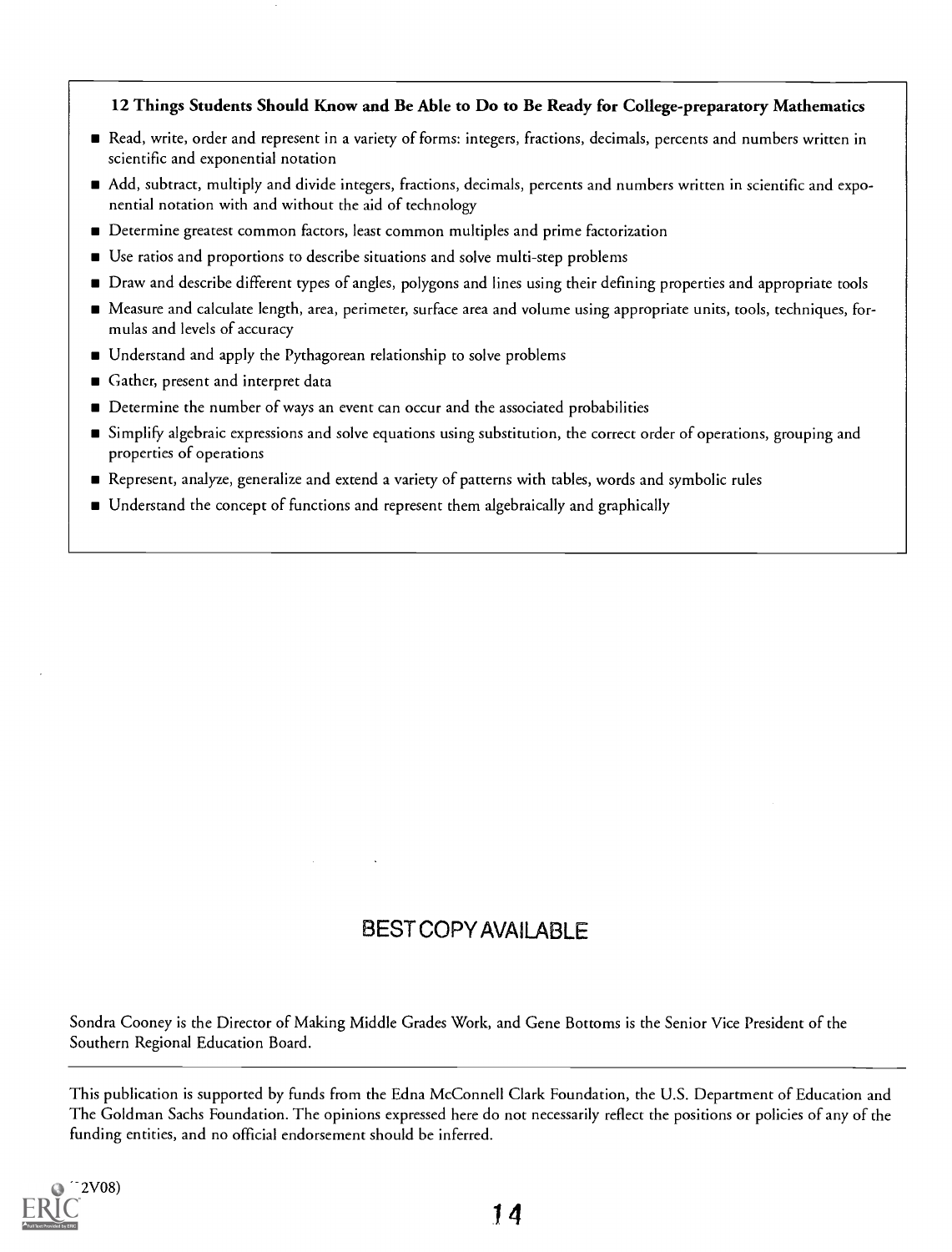**12 Things Students Should Know and Be Able to Do to Be Ready for College-preparatory Mathematics**

- Read, write, order and represent in a variety of forms: integers, fractions, decimals, percents and numbers written in scientific and exponential notation
- Add, subtract, multiply and divide integers, fractions, decimals, percents and numbers written in scientific and exponential notation with and without the aid of technology
- Determine greatest common factors, least common multiples and prime factorization
- Use ratios and proportions to describe situations and solve multi-step problems
- Draw and describe different types of angles, polygons and lines using their defining properties and appropriate tools
- Measure and calculate length, area, perimeter, surface area and volume using appropriate units, tools, techniques, formulas and levels of accuracy
- Understand and apply the Pythagorean relationship to solve problems
- Gather, present and interpret data
- Determine the number of ways an event can occur and the associated probabilities
- Simplify algebraic expressions and solve equations using substitution, the correct order of operations, grouping and properties of operations
- Represent, analyze, generalize and extend a variety of patterns with tables, words and symbolic rules
- Understand the concept of functions and represent them algebraically and graphically

BEST COPY AVAILABLE

Sondra Cooney is the Director of Making Middle Grades Work, and Gene Bottoms is the Senior Vice President of the Southern Regional Education Board.

---

This publication is supported by funds from the Edna McConnell Clark Foundation, the U.S. Department of Education and The Goldman Sachs Foundation. The opinions expressed here do not necessarily reflect the positions or policies of any of the funding entities, and no official endorsement should be inferred.

(02V08)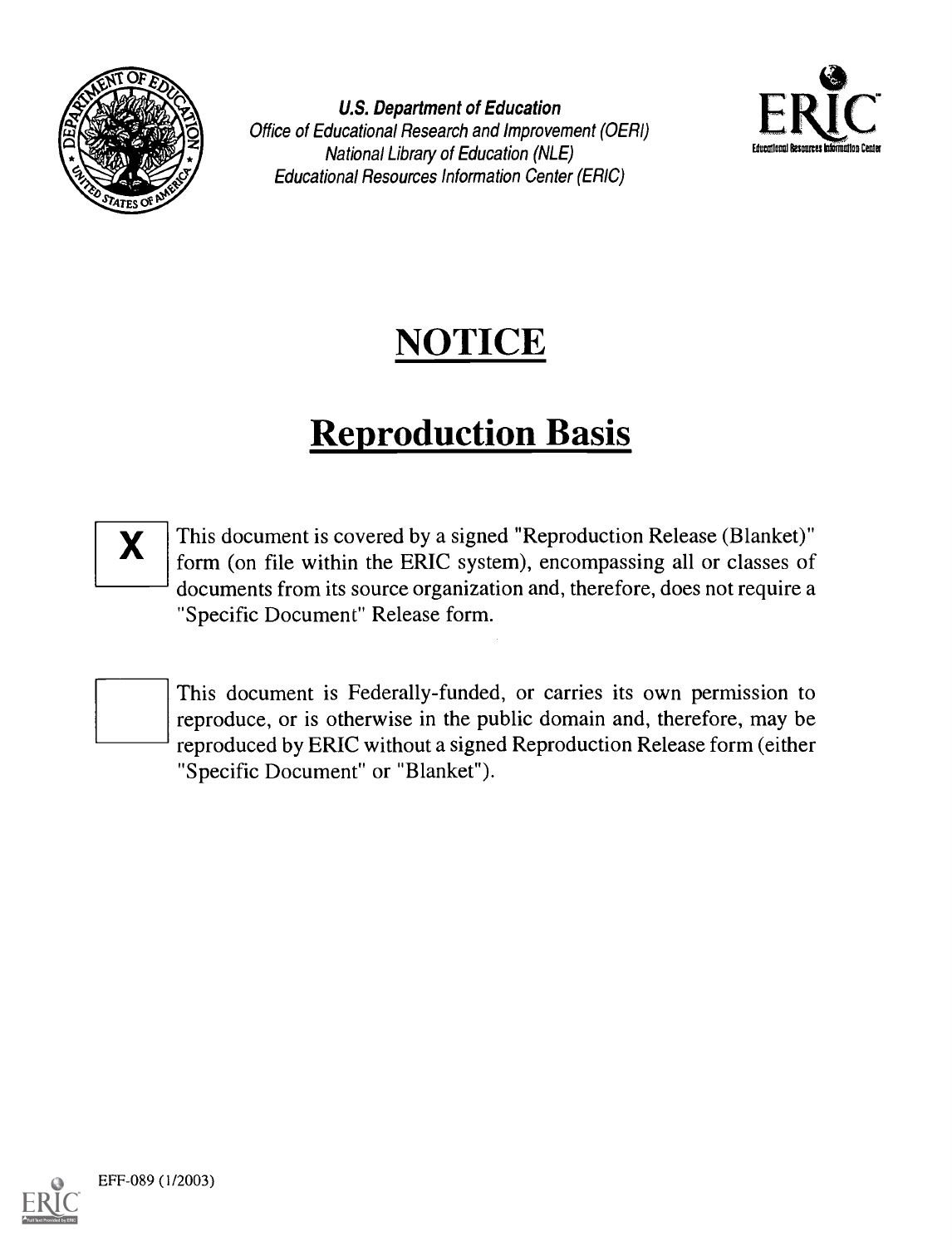**U.S. Department of Education**
*Office of Educational Research and Improvement (OERI)*
*National Library of Education (NLE)*
*Educational Resources Information Center (ERIC)*

ERIC
Educational Resources Information Center

# NOTICE

# Reproduction Basis

- [X] This document is covered by a signed "Reproduction Release (Blanket)" form (on file within the ERIC system), encompassing all or classes of documents from its source organization and, therefore, does not require a "Specific Document" Release form.

- [ ] This document is Federally-funded, or carries its own permission to reproduce, or is otherwise in the public domain and, therefore, may be reproduced by ERIC without a signed Reproduction Release form (either "Specific Document" or "Blanket").

EFF-089 (1/2003)